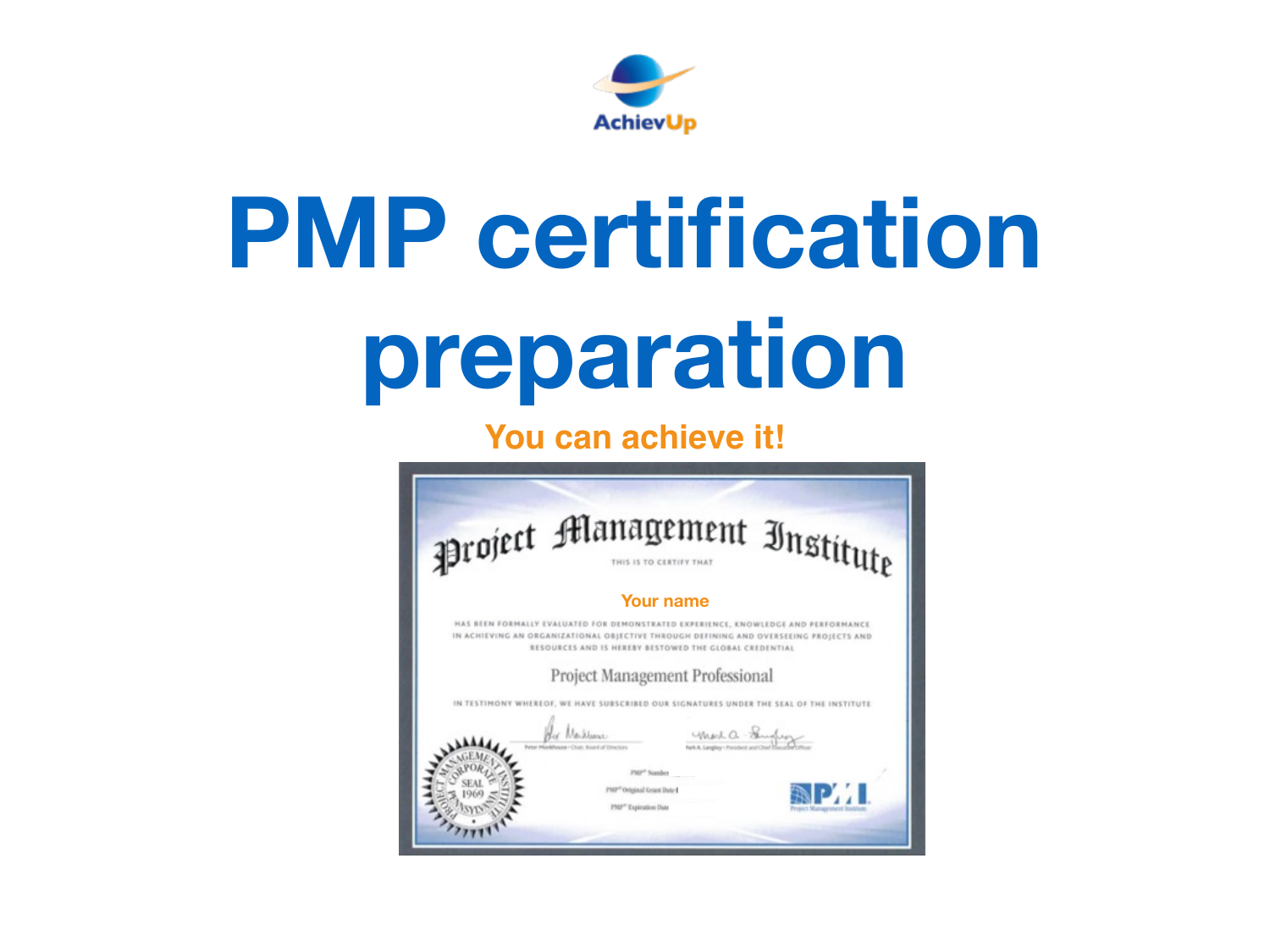AchievUp

# PMP certification preparation

**You can achieve it!**

Project Management Institute

THIS IS TO CERTIFY THAT

Your name

HAS BEEN FORMALLY EVALUATED FOR DEMONSTRATED EXPERIENCE, KNOWLEDGE AND PERFORMANCE IN ACHIEVING AN ORGANIZATIONAL OBJECTIVE THROUGH DEFINING AND OVERSEEING PROJECTS AND RESOURCES AND IS HEREBY BESTOWED THE GLOBAL CREDENTIAL

Project Management Professional

IN TESTIMONY WHEREOF, WE HAVE SUBSCRIBED OUR SIGNATURES UNDER THE SEAL OF THE INSTITUTE

Peter Monkhouse · Chair, Board of Directors

Mark A. Langley · President and Chief Executive Officer

PMP® Number

PMP® Original Grant Date

PMP® Expiration Date

PROJECT MANAGEMENT INSTITUTE CORPORATE SEAL 1969 PENNSYLVANIA

PMI Project Management Institute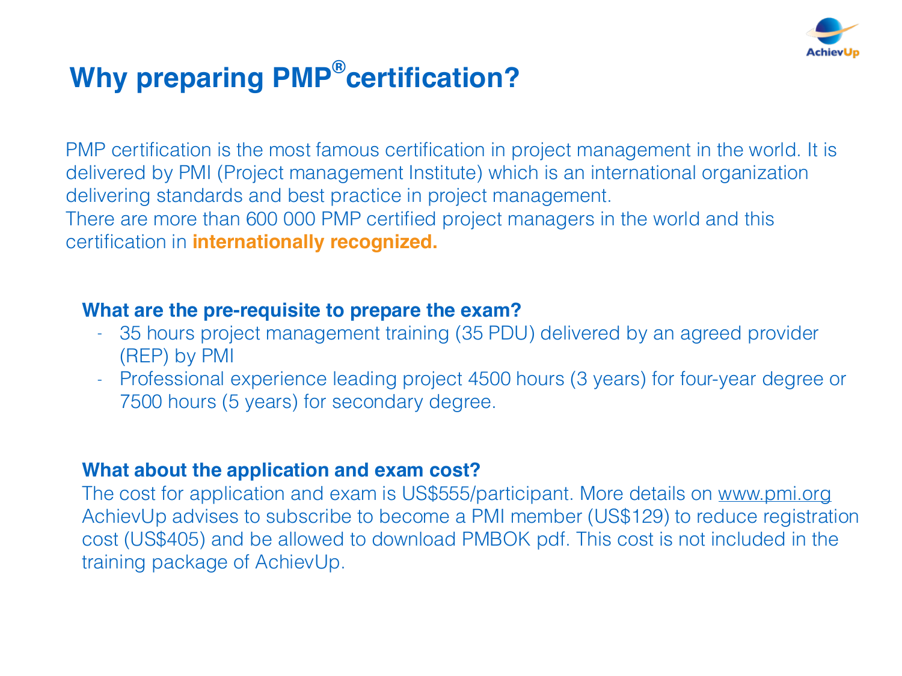# Why preparing PMP® certification?

PMP certification is the most famous certification in project management in the world. It is delivered by PMI (Project management Institute) which is an international organization delivering standards and best practice in project management.
There are more than 600 000 PMP certified project managers in the world and this certification in **internationally recognized.**

### What are the pre-requisite to prepare the exam?

- 35 hours project management training (35 PDU) delivered by an agreed provider (REP) by PMI
- Professional experience leading project 4500 hours (3 years) for four-year degree or 7500 hours (5 years) for secondary degree.

### What about the application and exam cost?

The cost for application and exam is US$555/participant. More details on www.pmi.org
AchievUp advises to subscribe to become a PMI member (US$129) to reduce registration cost (US$405) and be allowed to download PMBOK pdf. This cost is not included in the training package of AchievUp.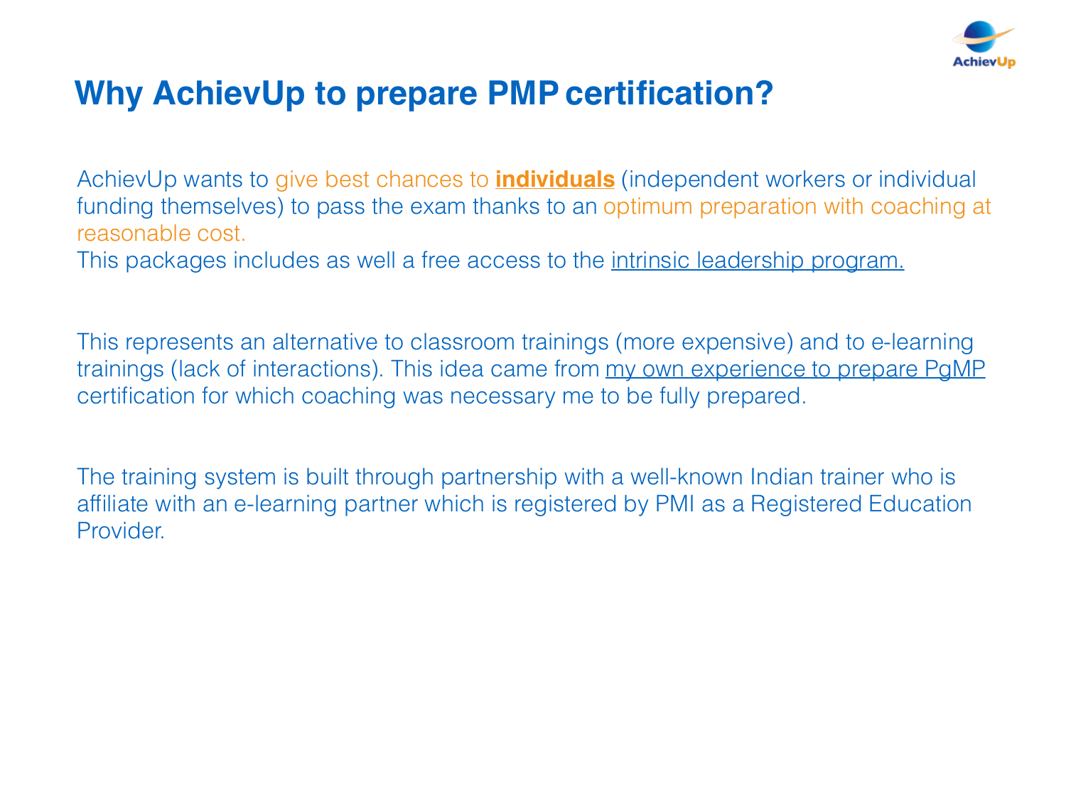# Why AchievUp to prepare PMP certification?

AchievUp wants to give best chances to **individuals** (independent workers or individual funding themselves) to pass the exam thanks to an optimum preparation with coaching at reasonable cost.
This packages includes as well a free access to the intrinsic leadership program.

This represents an alternative to classroom trainings (more expensive) and to e-learning trainings (lack of interactions). This idea came from my own experience to prepare PgMP certification for which coaching was necessary me to be fully prepared.

The training system is built through partnership with a well-known Indian trainer who is affiliate with an e-learning partner which is registered by PMI as a Registered Education Provider.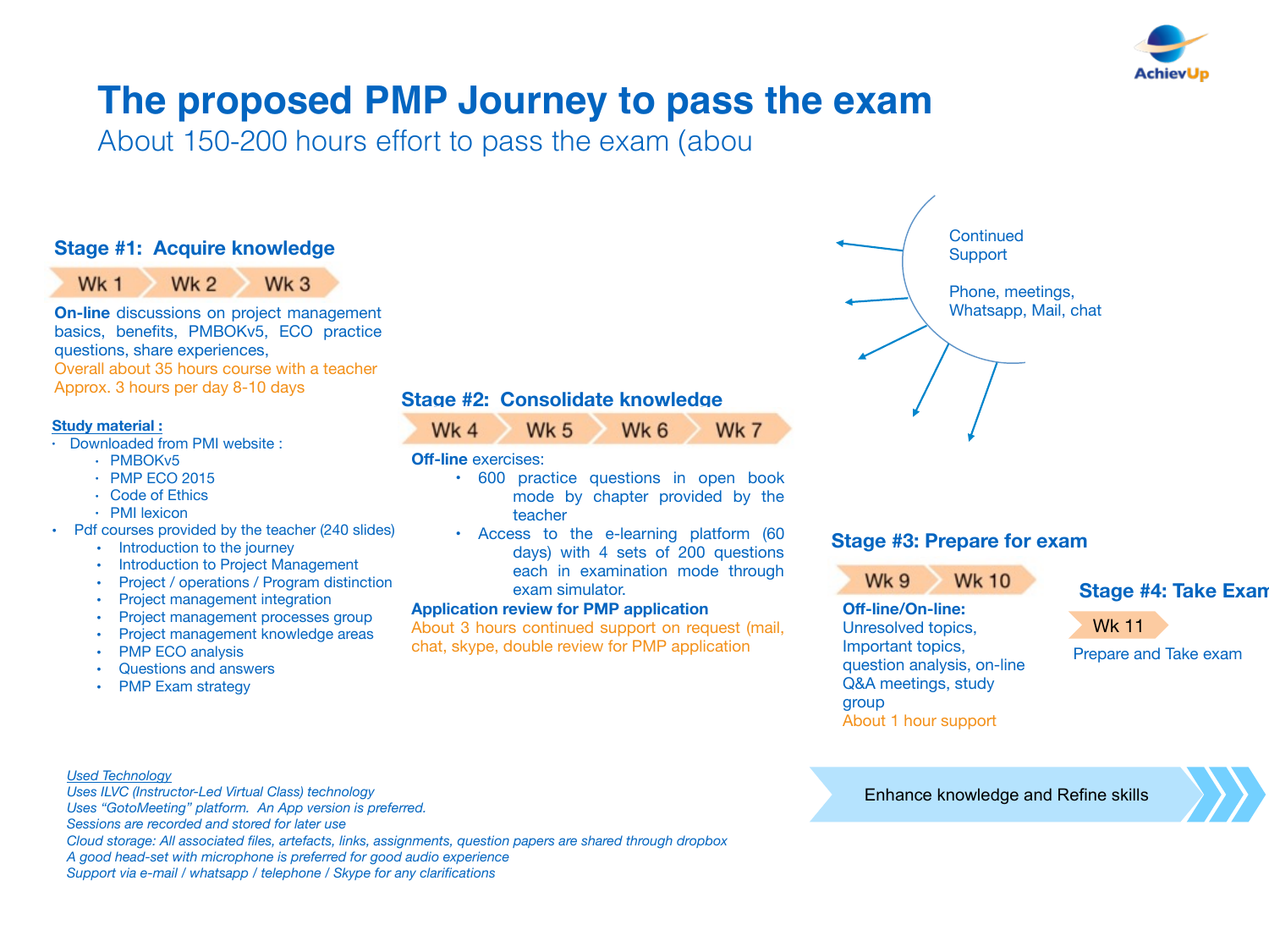# The proposed PMP Journey to pass the exam

About 150-200 hours effort to pass the exam (abou

## Stage #1: Acquire knowledge

Wk 1 · Wk 2 · Wk 3

**On-line** discussions on project management basics, benefits, PMBOKv5, ECO practice questions, share experiences,
Overall about 35 hours course with a teacher
Approx. 3 hours per day 8-10 days

**Study material :**

- Downloaded from PMI website :
  - PMBOKv5
  - PMP ECO 2015
  - Code of Ethics
  - PMI lexicon
- Pdf courses provided by the teacher (240 slides)
  - Introduction to the journey
  - Introduction to Project Management
  - Project / operations / Program distinction
  - Project management integration
  - Project management processes group
  - Project management knowledge areas
  - PMP ECO analysis
  - Questions and answers
  - PMP Exam strategy

## Stage #2: Consolidate knowledge

Wk 4 · Wk 5 · Wk 6 · Wk 7

**Off-line** exercises:

- 600 practice questions in open book mode by chapter provided by the teacher
- Access to the e-learning platform (60 days) with 4 sets of 200 questions each in examination mode through exam simulator.

**Application review for PMP application**
About 3 hours continued support on request (mail, chat, skype, double review for PMP application

Continued Support

Phone, meetings, Whatsapp, Mail, chat

## Stage #3: Prepare for exam

Wk 9 · Wk 10

**Off-line/On-line:**
Unresolved topics, Important topics, question analysis, on-line Q&A meetings, study group
About 1 hour support

## Stage #4: Take Exam

Wk 11

Prepare and Take exam

Enhance knowledge and Refine skills

*Used Technology*
*Uses ILVC (Instructor-Led Virtual Class) technology*
*Uses "GotoMeeting" platform. An App version is preferred.*
*Sessions are recorded and stored for later use*
*Cloud storage: All associated files, artefacts, links, assignments, question papers are shared through dropbox*
*A good head-set with microphone is preferred for good audio experience*
*Support via e-mail / whatsapp / telephone / Skype for any clarifications*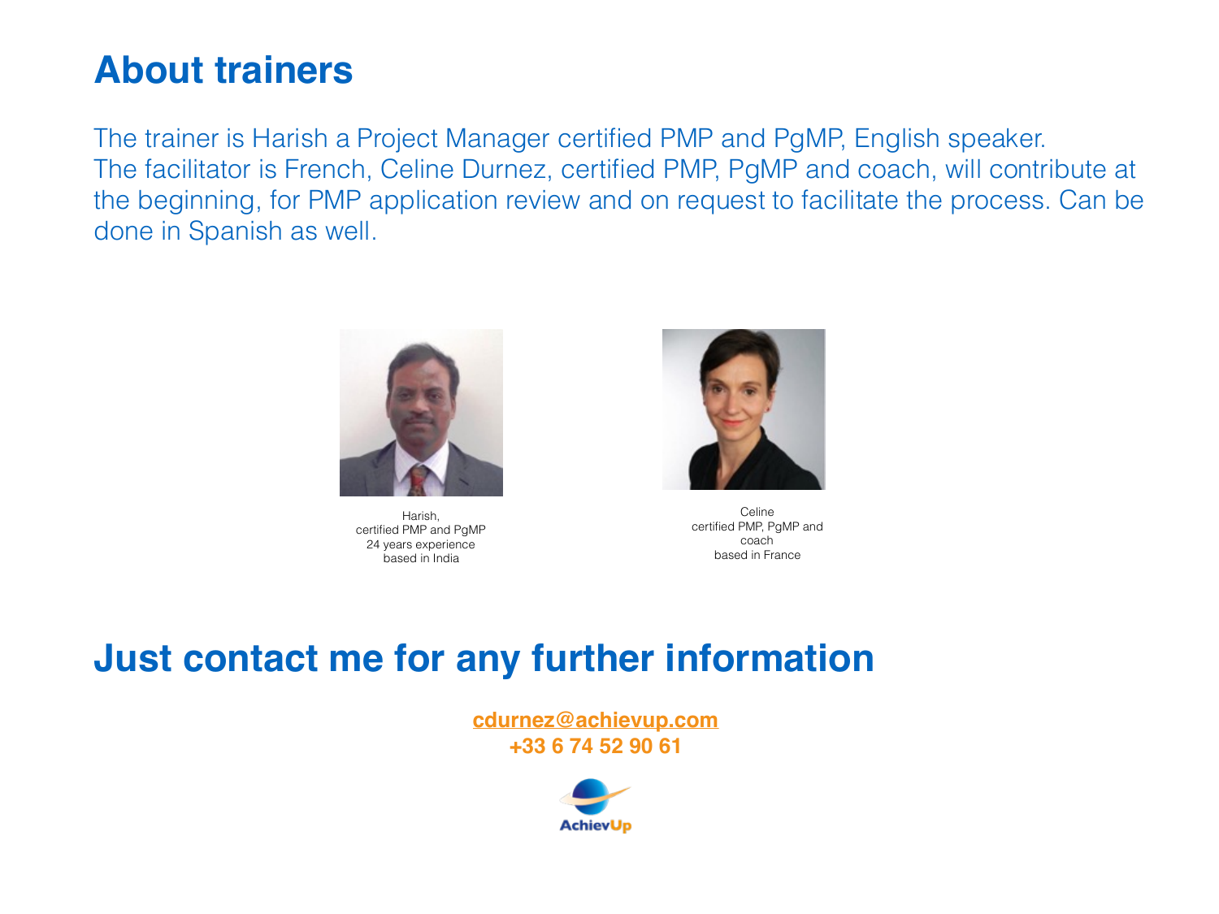# About trainers

The trainer is Harish a Project Manager certified PMP and PgMP, English speaker.
The facilitator is French, Celine Durnez, certified PMP, PgMP and coach, will contribute at the beginning, for PMP application review and on request to facilitate the process. Can be done in Spanish as well.

Harish,
certified PMP and PgMP
24 years experience
based in India

Celine
certified PMP, PgMP and coach
based in France

# Just contact me for any further information

**cdurnez@achievup.com**
**+33 6 74 52 90 61**

AchievUp